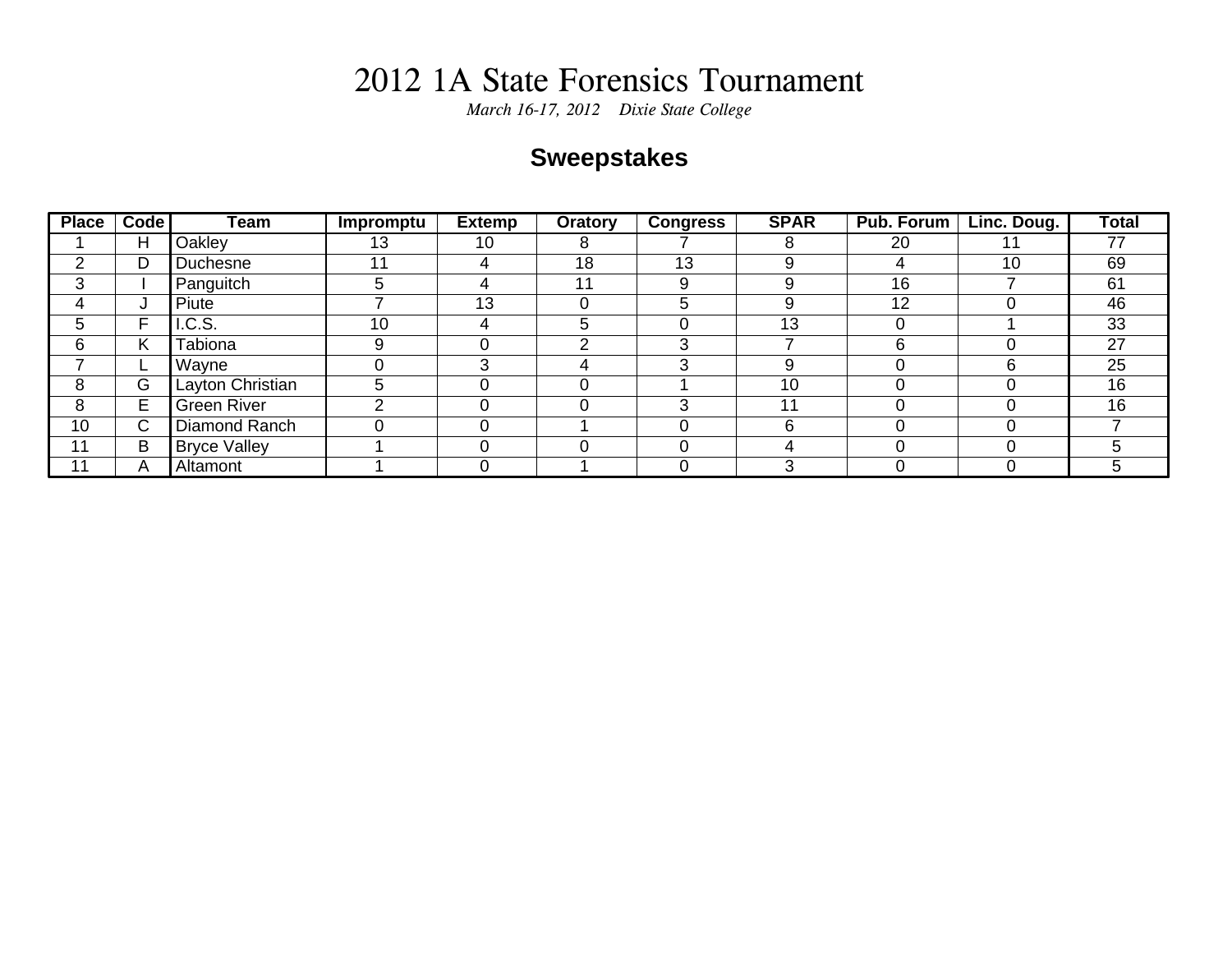# 2012 1A State Forensics Tournament

*March 16-17, 2012 Dixie State College*

## Sweepstakes

| Place | Code | Team | Impromptu | Extemp | Oratory | Congress | SPAR | Pub. Forum | Linc. Doug. | Total |
|---|---|---|---|---|---|---|---|---|---|---|
| 1 | H | Oakley | 13 | 10 | 8 | 7 | 8 | 20 | 11 | 77 |
| 2 | D | Duchesne | 11 | 4 | 18 | 13 | 9 | 4 | 10 | 69 |
| 3 | I | Panguitch | 5 | 4 | 11 | 9 | 9 | 16 | 7 | 61 |
| 4 | J | Piute | 7 | 13 | 0 | 5 | 9 | 12 | 0 | 46 |
| 5 | F | I.C.S. | 10 | 4 | 5 | 0 | 13 | 0 | 1 | 33 |
| 6 | K | Tabiona | 9 | 0 | 2 | 3 | 7 | 6 | 0 | 27 |
| 7 | L | Wayne | 0 | 3 | 4 | 3 | 9 | 0 | 6 | 25 |
| 8 | G | Layton Christian | 5 | 0 | 0 | 1 | 10 | 0 | 0 | 16 |
| 8 | E | Green River | 2 | 0 | 0 | 3 | 11 | 0 | 0 | 16 |
| 10 | C | Diamond Ranch | 0 | 0 | 1 | 0 | 6 | 0 | 0 | 7 |
| 11 | B | Bryce Valley | 1 | 0 | 0 | 0 | 4 | 0 | 0 | 5 |
| 11 | A | Altamont | 1 | 0 | 1 | 0 | 3 | 0 | 0 | 5 |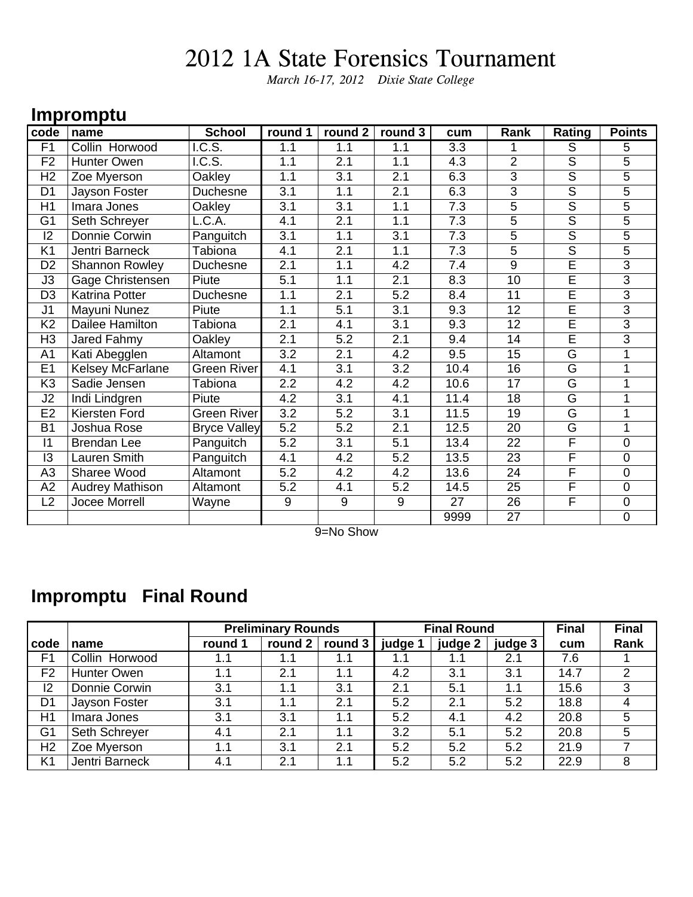# 2012 1A State Forensics Tournament

*March 16-17, 2012 Dixie State College*

## Impromptu

| code | name | School | round 1 | round 2 | round 3 | cum | Rank | Rating | Points |
|---|---|---|---|---|---|---|---|---|---|
| F1 | Collin Horwood | I.C.S. | 1.1 | 1.1 | 1.1 | 3.3 | 1 | S | 5 |
| F2 | Hunter Owen | I.C.S. | 1.1 | 2.1 | 1.1 | 4.3 | 2 | S | 5 |
| H2 | Zoe Myerson | Oakley | 1.1 | 3.1 | 2.1 | 6.3 | 3 | S | 5 |
| D1 | Jayson Foster | Duchesne | 3.1 | 1.1 | 2.1 | 6.3 | 3 | S | 5 |
| H1 | Imara Jones | Oakley | 3.1 | 3.1 | 1.1 | 7.3 | 5 | S | 5 |
| G1 | Seth Schreyer | L.C.A. | 4.1 | 2.1 | 1.1 | 7.3 | 5 | S | 5 |
| I2 | Donnie Corwin | Panguitch | 3.1 | 1.1 | 3.1 | 7.3 | 5 | S | 5 |
| K1 | Jentri Barneck | Tabiona | 4.1 | 2.1 | 1.1 | 7.3 | 5 | S | 5 |
| D2 | Shannon Rowley | Duchesne | 2.1 | 1.1 | 4.2 | 7.4 | 9 | E | 3 |
| J3 | Gage Christensen | Piute | 5.1 | 1.1 | 2.1 | 8.3 | 10 | E | 3 |
| D3 | Katrina Potter | Duchesne | 1.1 | 2.1 | 5.2 | 8.4 | 11 | E | 3 |
| J1 | Mayuni Nunez | Piute | 1.1 | 5.1 | 3.1 | 9.3 | 12 | E | 3 |
| K2 | Dailee Hamilton | Tabiona | 2.1 | 4.1 | 3.1 | 9.3 | 12 | E | 3 |
| H3 | Jared Fahmy | Oakley | 2.1 | 5.2 | 2.1 | 9.4 | 14 | E | 3 |
| A1 | Kati Abegglen | Altamont | 3.2 | 2.1 | 4.2 | 9.5 | 15 | G | 1 |
| E1 | Kelsey McFarlane | Green River | 4.1 | 3.1 | 3.2 | 10.4 | 16 | G | 1 |
| K3 | Sadie Jensen | Tabiona | 2.2 | 4.2 | 4.2 | 10.6 | 17 | G | 1 |
| J2 | Indi Lindgren | Piute | 4.2 | 3.1 | 4.1 | 11.4 | 18 | G | 1 |
| E2 | Kiersten Ford | Green River | 3.2 | 5.2 | 3.1 | 11.5 | 19 | G | 1 |
| B1 | Joshua Rose | Bryce Valley | 5.2 | 5.2 | 2.1 | 12.5 | 20 | G | 1 |
| I1 | Brendan Lee | Panguitch | 5.2 | 3.1 | 5.1 | 13.4 | 22 | F | 0 |
| I3 | Lauren Smith | Panguitch | 4.1 | 4.2 | 5.2 | 13.5 | 23 | F | 0 |
| A3 | Sharee Wood | Altamont | 5.2 | 4.2 | 4.2 | 13.6 | 24 | F | 0 |
| A2 | Audrey Mathison | Altamont | 5.2 | 4.1 | 5.2 | 14.5 | 25 | F | 0 |
| L2 | Jocee Morrell | Wayne | 9 | 9 | 9 | 27 | 26 | F | 0 |
| | | | | | | 9999 | 27 | | 0 |

9=No Show

## Impromptu Final Round

| | | Preliminary Rounds | | | Final Round | | | Final | Final |
|---|---|---|---|---|---|---|---|---|---|
| code | name | round 1 | round 2 | round 3 | judge 1 | judge 2 | judge 3 | cum | Rank |
| F1 | Collin Horwood | 1.1 | 1.1 | 1.1 | 1.1 | 1.1 | 2.1 | 7.6 | 1 |
| F2 | Hunter Owen | 1.1 | 2.1 | 1.1 | 4.2 | 3.1 | 3.1 | 14.7 | 2 |
| I2 | Donnie Corwin | 3.1 | 1.1 | 3.1 | 2.1 | 5.1 | 1.1 | 15.6 | 3 |
| D1 | Jayson Foster | 3.1 | 1.1 | 2.1 | 5.2 | 2.1 | 5.2 | 18.8 | 4 |
| H1 | Imara Jones | 3.1 | 3.1 | 1.1 | 5.2 | 4.1 | 4.2 | 20.8 | 5 |
| G1 | Seth Schreyer | 4.1 | 2.1 | 1.1 | 3.2 | 5.1 | 5.2 | 20.8 | 5 |
| H2 | Zoe Myerson | 1.1 | 3.1 | 2.1 | 5.2 | 5.2 | 5.2 | 21.9 | 7 |
| K1 | Jentri Barneck | 4.1 | 2.1 | 1.1 | 5.2 | 5.2 | 5.2 | 22.9 | 8 |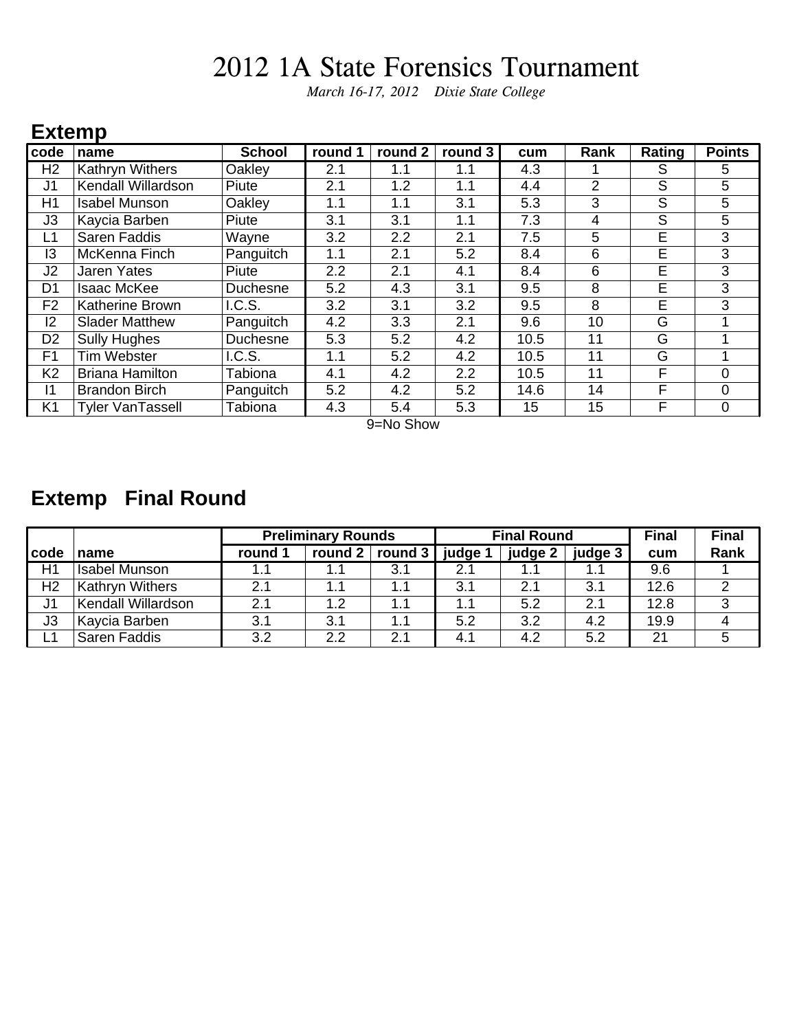# 2012 1A State Forensics Tournament

*March 16-17, 2012 Dixie State College*

## Extemp

| code | name | School | round 1 | round 2 | round 3 | cum | Rank | Rating | Points |
|---|---|---|---|---|---|---|---|---|---|
| H2 | Kathryn Withers | Oakley | 2.1 | 1.1 | 1.1 | 4.3 | 1 | S | 5 |
| J1 | Kendall Willardson | Piute | 2.1 | 1.2 | 1.1 | 4.4 | 2 | S | 5 |
| H1 | Isabel Munson | Oakley | 1.1 | 1.1 | 3.1 | 5.3 | 3 | S | 5 |
| J3 | Kaycia Barben | Piute | 3.1 | 3.1 | 1.1 | 7.3 | 4 | S | 5 |
| L1 | Saren Faddis | Wayne | 3.2 | 2.2 | 2.1 | 7.5 | 5 | E | 3 |
| I3 | McKenna Finch | Panguitch | 1.1 | 2.1 | 5.2 | 8.4 | 6 | E | 3 |
| J2 | Jaren Yates | Piute | 2.2 | 2.1 | 4.1 | 8.4 | 6 | E | 3 |
| D1 | Isaac McKee | Duchesne | 5.2 | 4.3 | 3.1 | 9.5 | 8 | E | 3 |
| F2 | Katherine Brown | I.C.S. | 3.2 | 3.1 | 3.2 | 9.5 | 8 | E | 3 |
| I2 | Slader Matthew | Panguitch | 4.2 | 3.3 | 2.1 | 9.6 | 10 | G | 1 |
| D2 | Sully Hughes | Duchesne | 5.3 | 5.2 | 4.2 | 10.5 | 11 | G | 1 |
| F1 | Tim Webster | I.C.S. | 1.1 | 5.2 | 4.2 | 10.5 | 11 | G | 1 |
| K2 | Briana Hamilton | Tabiona | 4.1 | 4.2 | 2.2 | 10.5 | 11 | F | 0 |
| I1 | Brandon Birch | Panguitch | 5.2 | 4.2 | 5.2 | 14.6 | 14 | F | 0 |
| K1 | Tyler VanTassell | Tabiona | 4.3 | 5.4 | 5.3 | 15 | 15 | F | 0 |

9=No Show

## Extemp Final Round

| | | Preliminary Rounds | | | Final Round | | | Final | Final |
|---|---|---|---|---|---|---|---|---|---|
| code | name | round 1 | round 2 | round 3 | judge 1 | judge 2 | judge 3 | cum | Rank |
| H1 | Isabel Munson | 1.1 | 1.1 | 3.1 | 2.1 | 1.1 | 1.1 | 9.6 | 1 |
| H2 | Kathryn Withers | 2.1 | 1.1 | 1.1 | 3.1 | 2.1 | 3.1 | 12.6 | 2 |
| J1 | Kendall Willardson | 2.1 | 1.2 | 1.1 | 1.1 | 5.2 | 2.1 | 12.8 | 3 |
| J3 | Kaycia Barben | 3.1 | 3.1 | 1.1 | 5.2 | 3.2 | 4.2 | 19.9 | 4 |
| L1 | Saren Faddis | 3.2 | 2.2 | 2.1 | 4.1 | 4.2 | 5.2 | 21 | 5 |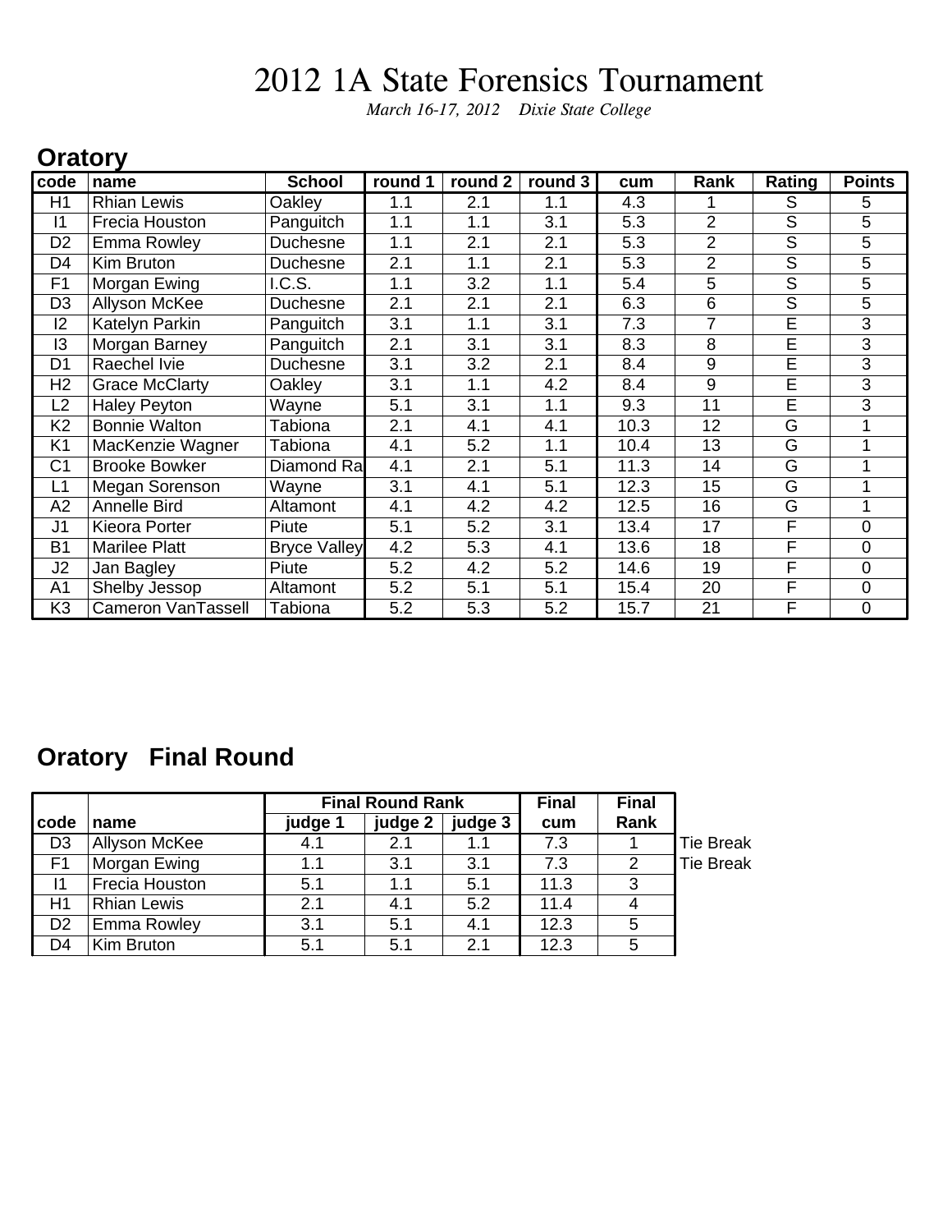# 2012 1A State Forensics Tournament

*March 16-17, 2012 Dixie State College*

## Oratory

| code | name | School | round 1 | round 2 | round 3 | cum | Rank | Rating | Points |
|---|---|---|---|---|---|---|---|---|---|
| H1 | Rhian Lewis | Oakley | 1.1 | 2.1 | 1.1 | 4.3 | 1 | S | 5 |
| I1 | Frecia Houston | Panguitch | 1.1 | 1.1 | 3.1 | 5.3 | 2 | S | 5 |
| D2 | Emma Rowley | Duchesne | 1.1 | 2.1 | 2.1 | 5.3 | 2 | S | 5 |
| D4 | Kim Bruton | Duchesne | 2.1 | 1.1 | 2.1 | 5.3 | 2 | S | 5 |
| F1 | Morgan Ewing | I.C.S. | 1.1 | 3.2 | 1.1 | 5.4 | 5 | S | 5 |
| D3 | Allyson McKee | Duchesne | 2.1 | 2.1 | 2.1 | 6.3 | 6 | S | 5 |
| I2 | Katelyn Parkin | Panguitch | 3.1 | 1.1 | 3.1 | 7.3 | 7 | E | 3 |
| I3 | Morgan Barney | Panguitch | 2.1 | 3.1 | 3.1 | 8.3 | 8 | E | 3 |
| D1 | Raechel Ivie | Duchesne | 3.1 | 3.2 | 2.1 | 8.4 | 9 | E | 3 |
| H2 | Grace McClarty | Oakley | 3.1 | 1.1 | 4.2 | 8.4 | 9 | E | 3 |
| L2 | Haley Peyton | Wayne | 5.1 | 3.1 | 1.1 | 9.3 | 11 | E | 3 |
| K2 | Bonnie Walton | Tabiona | 2.1 | 4.1 | 4.1 | 10.3 | 12 | G | 1 |
| K1 | MacKenzie Wagner | Tabiona | 4.1 | 5.2 | 1.1 | 10.4 | 13 | G | 1 |
| C1 | Brooke Bowker | Diamond Ra | 4.1 | 2.1 | 5.1 | 11.3 | 14 | G | 1 |
| L1 | Megan Sorenson | Wayne | 3.1 | 4.1 | 5.1 | 12.3 | 15 | G | 1 |
| A2 | Annelle Bird | Altamont | 4.1 | 4.2 | 4.2 | 12.5 | 16 | G | 1 |
| J1 | Kieora Porter | Piute | 5.1 | 5.2 | 3.1 | 13.4 | 17 | F | 0 |
| B1 | Marilee Platt | Bryce Valley | 4.2 | 5.3 | 4.1 | 13.6 | 18 | F | 0 |
| J2 | Jan Bagley | Piute | 5.2 | 4.2 | 5.2 | 14.6 | 19 | F | 0 |
| A1 | Shelby Jessop | Altamont | 5.2 | 5.1 | 5.1 | 15.4 | 20 | F | 0 |
| K3 | Cameron VanTassell | Tabiona | 5.2 | 5.3 | 5.2 | 15.7 | 21 | F | 0 |

## Oratory Final Round

| | | Final Round Rank | | | Final | Final | |
|---|---|---|---|---|---|---|---|
| code | name | judge 1 | judge 2 | judge 3 | cum | Rank | |
| D3 | Allyson McKee | 4.1 | 2.1 | 1.1 | 7.3 | 1 | Tie Break |
| F1 | Morgan Ewing | 1.1 | 3.1 | 3.1 | 7.3 | 2 | Tie Break |
| I1 | Frecia Houston | 5.1 | 1.1 | 5.1 | 11.3 | 3 | |
| H1 | Rhian Lewis | 2.1 | 4.1 | 5.2 | 11.4 | 4 | |
| D2 | Emma Rowley | 3.1 | 5.1 | 4.1 | 12.3 | 5 | |
| D4 | Kim Bruton | 5.1 | 5.1 | 2.1 | 12.3 | 5 | |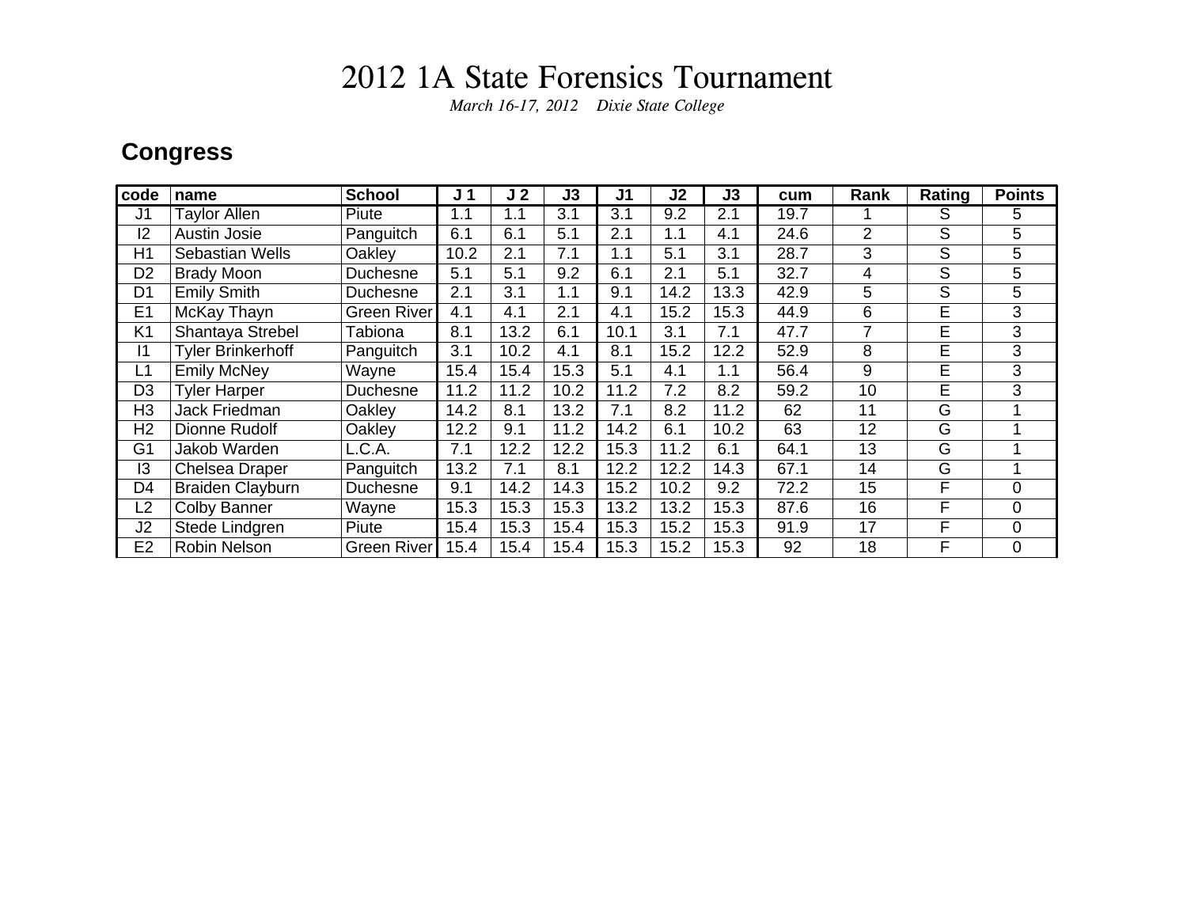# 2012 1A State Forensics Tournament

*March 16-17, 2012 Dixie State College*

## Congress

| code | name | School | J 1 | J 2 | J3 | J1 | J2 | J3 | cum | Rank | Rating | Points |
|---|---|---|---|---|---|---|---|---|---|---|---|---|
| J1 | Taylor Allen | Piute | 1.1 | 1.1 | 3.1 | 3.1 | 9.2 | 2.1 | 19.7 | 1 | S | 5 |
| I2 | Austin Josie | Panguitch | 6.1 | 6.1 | 5.1 | 2.1 | 1.1 | 4.1 | 24.6 | 2 | S | 5 |
| H1 | Sebastian Wells | Oakley | 10.2 | 2.1 | 7.1 | 1.1 | 5.1 | 3.1 | 28.7 | 3 | S | 5 |
| D2 | Brady Moon | Duchesne | 5.1 | 5.1 | 9.2 | 6.1 | 2.1 | 5.1 | 32.7 | 4 | S | 5 |
| D1 | Emily Smith | Duchesne | 2.1 | 3.1 | 1.1 | 9.1 | 14.2 | 13.3 | 42.9 | 5 | S | 5 |
| E1 | McKay Thayn | Green River | 4.1 | 4.1 | 2.1 | 4.1 | 15.2 | 15.3 | 44.9 | 6 | E | 3 |
| K1 | Shantaya Strebel | Tabiona | 8.1 | 13.2 | 6.1 | 10.1 | 3.1 | 7.1 | 47.7 | 7 | E | 3 |
| I1 | Tyler Brinkerhoff | Panguitch | 3.1 | 10.2 | 4.1 | 8.1 | 15.2 | 12.2 | 52.9 | 8 | E | 3 |
| L1 | Emily McNey | Wayne | 15.4 | 15.4 | 15.3 | 5.1 | 4.1 | 1.1 | 56.4 | 9 | E | 3 |
| D3 | Tyler Harper | Duchesne | 11.2 | 11.2 | 10.2 | 11.2 | 7.2 | 8.2 | 59.2 | 10 | E | 3 |
| H3 | Jack Friedman | Oakley | 14.2 | 8.1 | 13.2 | 7.1 | 8.2 | 11.2 | 62 | 11 | G | 1 |
| H2 | Dionne Rudolf | Oakley | 12.2 | 9.1 | 11.2 | 14.2 | 6.1 | 10.2 | 63 | 12 | G | 1 |
| G1 | Jakob Warden | L.C.A. | 7.1 | 12.2 | 12.2 | 15.3 | 11.2 | 6.1 | 64.1 | 13 | G | 1 |
| I3 | Chelsea Draper | Panguitch | 13.2 | 7.1 | 8.1 | 12.2 | 12.2 | 14.3 | 67.1 | 14 | G | 1 |
| D4 | Braiden Clayburn | Duchesne | 9.1 | 14.2 | 14.3 | 15.2 | 10.2 | 9.2 | 72.2 | 15 | F | 0 |
| L2 | Colby Banner | Wayne | 15.3 | 15.3 | 15.3 | 13.2 | 13.2 | 15.3 | 87.6 | 16 | F | 0 |
| J2 | Stede Lindgren | Piute | 15.4 | 15.3 | 15.4 | 15.3 | 15.2 | 15.3 | 91.9 | 17 | F | 0 |
| E2 | Robin Nelson | Green River | 15.4 | 15.4 | 15.4 | 15.3 | 15.2 | 15.3 | 92 | 18 | F | 0 |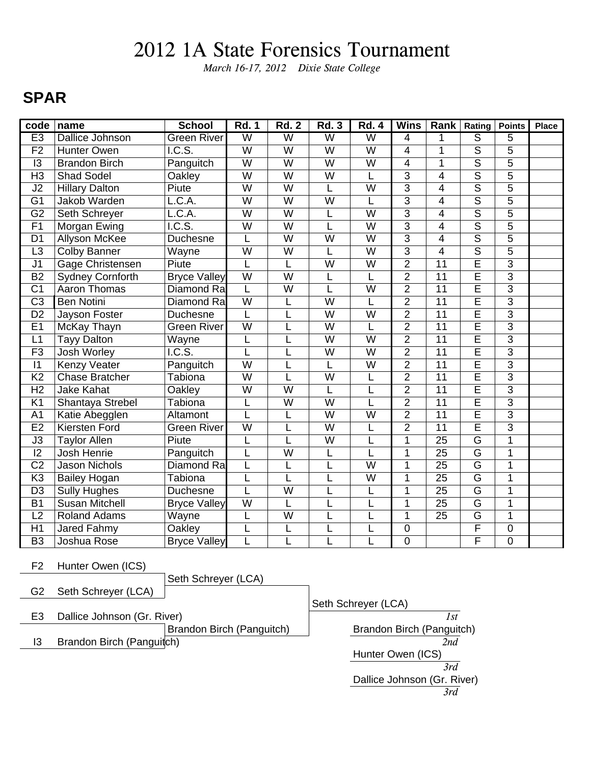# 2012 1A State Forensics Tournament

*March 16-17, 2012 Dixie State College*

## SPAR

| code | name | School | Rd. 1 | Rd. 2 | Rd. 3 | Rd. 4 | Wins | Rank | Rating | Points | Place |
|---|---|---|---|---|---|---|---|---|---|---|---|
| E3 | Dallice Johnson | Green River | W | W | W | W | 4 | 1 | S | 5 | |
| F2 | Hunter Owen | I.C.S. | W | W | W | W | 4 | 1 | S | 5 | |
| I3 | Brandon Birch | Panguitch | W | W | W | W | 4 | 1 | S | 5 | |
| H3 | Shad Sodel | Oakley | W | W | W | L | 3 | 4 | S | 5 | |
| J2 | Hillary Dalton | Piute | W | W | L | W | 3 | 4 | S | 5 | |
| G1 | Jakob Warden | L.C.A. | W | W | W | L | 3 | 4 | S | 5 | |
| G2 | Seth Schreyer | L.C.A. | W | W | L | W | 3 | 4 | S | 5 | |
| F1 | Morgan Ewing | I.C.S. | W | W | L | W | 3 | 4 | S | 5 | |
| D1 | Allyson McKee | Duchesne | L | W | W | W | 3 | 4 | S | 5 | |
| L3 | Colby Banner | Wayne | W | W | L | W | 3 | 4 | S | 5 | |
| J1 | Gage Christensen | Piute | L | L | W | W | 2 | 11 | E | 3 | |
| B2 | Sydney Cornforth | Bryce Valley | W | W | L | L | 2 | 11 | E | 3 | |
| C1 | Aaron Thomas | Diamond Ra | L | W | L | W | 2 | 11 | E | 3 | |
| C3 | Ben Notini | Diamond Ra | W | L | W | L | 2 | 11 | E | 3 | |
| D2 | Jayson Foster | Duchesne | L | L | W | W | 2 | 11 | E | 3 | |
| E1 | McKay Thayn | Green River | W | L | W | L | 2 | 11 | E | 3 | |
| L1 | Tayy Dalton | Wayne | L | L | W | W | 2 | 11 | E | 3 | |
| F3 | Josh Worley | I.C.S. | L | L | W | W | 2 | 11 | E | 3 | |
| I1 | Kenzy Veater | Panguitch | W | L | L | W | 2 | 11 | E | 3 | |
| K2 | Chase Bratcher | Tabiona | W | L | W | L | 2 | 11 | E | 3 | |
| H2 | Jake Kahat | Oakley | W | W | L | L | 2 | 11 | E | 3 | |
| K1 | Shantaya Strebel | Tabiona | L | W | W | L | 2 | 11 | E | 3 | |
| A1 | Katie Abegglen | Altamont | L | L | W | W | 2 | 11 | E | 3 | |
| E2 | Kiersten Ford | Green River | W | L | W | L | 2 | 11 | E | 3 | |
| J3 | Taylor Allen | Piute | L | L | W | L | 1 | 25 | G | 1 | |
| I2 | Josh Henrie | Panguitch | L | W | L | L | 1 | 25 | G | 1 | |
| C2 | Jason Nichols | Diamond Ra | L | L | L | W | 1 | 25 | G | 1 | |
| K3 | Bailey Hogan | Tabiona | L | L | L | W | 1 | 25 | G | 1 | |
| D3 | Sully Hughes | Duchesne | L | W | L | L | 1 | 25 | G | 1 | |
| B1 | Susan Mitchell | Bryce Valley | W | L | L | L | 1 | 25 | G | 1 | |
| L2 | Roland Adams | Wayne | L | W | L | L | 1 | 25 | G | 1 | |
| H1 | Jared Fahmy | Oakley | L | L | L | L | 0 | | F | 0 | |
| B3 | Joshua Rose | Bryce Valley | L | L | L | L | 0 | | F | 0 | |

F2 Hunter Owen (ICS)
G2 Seth Schreyer (LCA)
→ Seth Schreyer (LCA)

E3 Dallice Johnson (Gr. River)
I3 Brandon Birch (Panguitch)
→ Brandon Birch (Panguitch)

Final: Seth Schreyer (LCA)

Seth Schreyer (LCA) — *1st*

Brandon Birch (Panguitch) — *2nd*

Hunter Owen (ICS) — *3rd*

Dallice Johnson (Gr. River) — *3rd*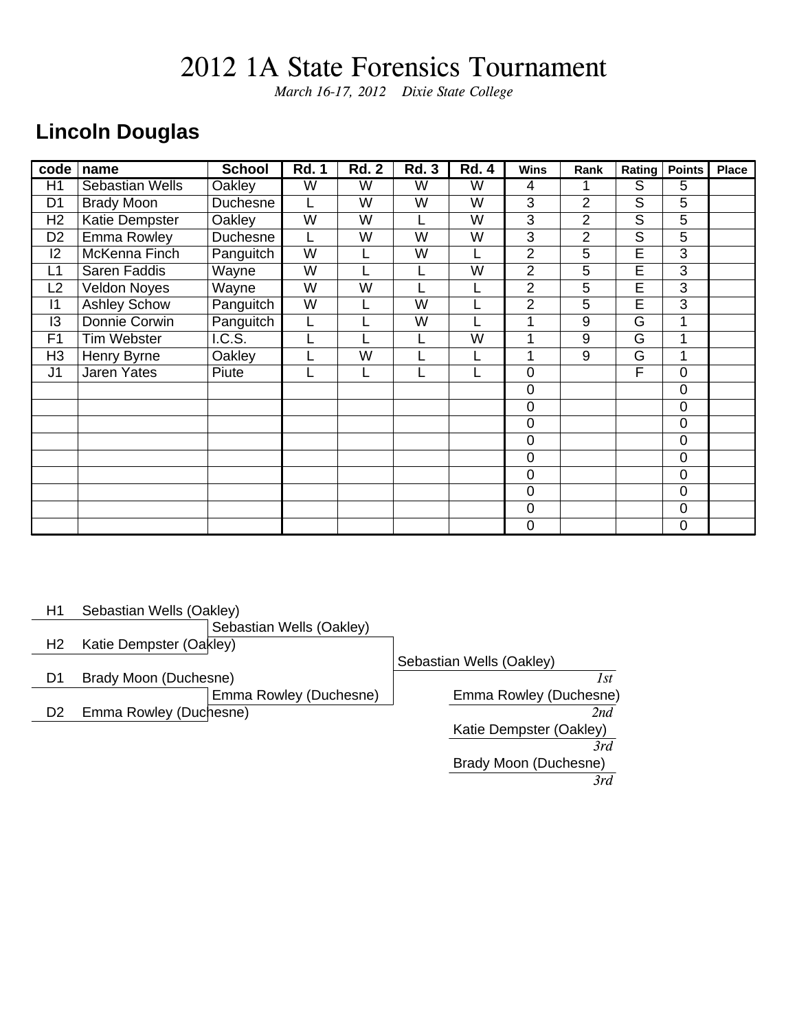# 2012 1A State Forensics Tournament

*March 16-17, 2012  Dixie State College*

## Lincoln Douglas

| code | name | School | Rd. 1 | Rd. 2 | Rd. 3 | Rd. 4 | Wins | Rank | Rating | Points | Place |
|---|---|---|---|---|---|---|---|---|---|---|---|
| H1 | Sebastian Wells | Oakley | W | W | W | W | 4 | 1 | S | 5 | |
| D1 | Brady Moon | Duchesne | L | W | W | W | 3 | 2 | S | 5 | |
| H2 | Katie Dempster | Oakley | W | W | L | W | 3 | 2 | S | 5 | |
| D2 | Emma Rowley | Duchesne | L | W | W | W | 3 | 2 | S | 5 | |
| I2 | McKenna Finch | Panguitch | W | L | W | L | 2 | 5 | E | 3 | |
| L1 | Saren Faddis | Wayne | W | L | L | W | 2 | 5 | E | 3 | |
| L2 | Veldon Noyes | Wayne | W | W | L | L | 2 | 5 | E | 3 | |
| I1 | Ashley Schow | Panguitch | W | L | W | L | 2 | 5 | E | 3 | |
| I3 | Donnie Corwin | Panguitch | L | L | W | L | 1 | 9 | G | 1 | |
| F1 | Tim Webster | I.C.S. | L | L | L | W | 1 | 9 | G | 1 | |
| H3 | Henry Byrne | Oakley | L | W | L | L | 1 | 9 | G | 1 | |
| J1 | Jaren Yates | Piute | L | L | L | L | 0 | | F | 0 | |
| | | | | | | | 0 | | | 0 | |
| | | | | | | | 0 | | | 0 | |
| | | | | | | | 0 | | | 0 | |
| | | | | | | | 0 | | | 0 | |
| | | | | | | | 0 | | | 0 | |
| | | | | | | | 0 | | | 0 | |
| | | | | | | | 0 | | | 0 | |
| | | | | | | | 0 | | | 0 | |
| | | | | | | | 0 | | | 0 | |

H1 Sebastian Wells (Oakley)
H2 Katie Dempster (Oakley)
→ Sebastian Wells (Oakley)

D1 Brady Moon (Duchesne)
D2 Emma Rowley (Duchesne)
→ Emma Rowley (Duchesne)

Final: Sebastian Wells (Oakley)

- Sebastian Wells (Oakley) — *1st*
- Emma Rowley (Duchesne) — *2nd*
- Katie Dempster (Oakley) — *3rd*
- Brady Moon (Duchesne) — *3rd*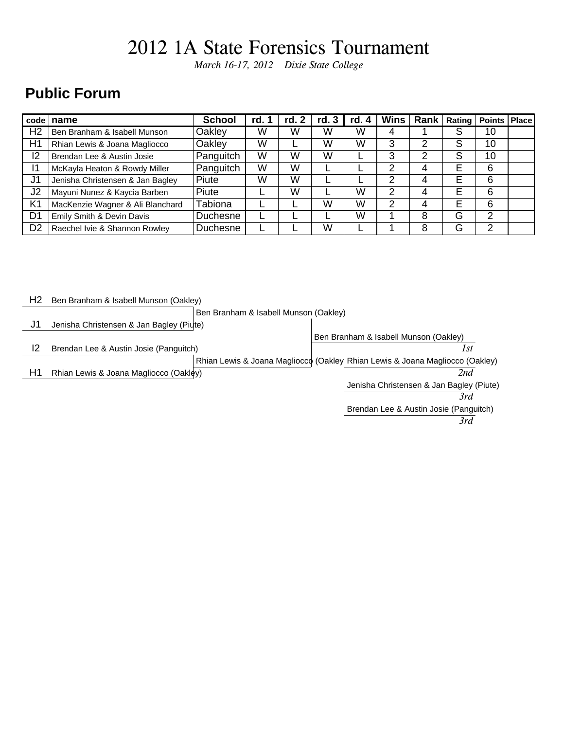# 2012 1A State Forensics Tournament

*March 16-17, 2012    Dixie State College*

## Public Forum

| code | name | School | rd. 1 | rd. 2 | rd. 3 | rd. 4 | Wins | Rank | Rating | Points | Place |
|---|---|---|---|---|---|---|---|---|---|---|---|
| H2 | Ben Branham & Isabell Munson | Oakley | W | W | W | W | 4 | 1 | S | 10 | |
| H1 | Rhian Lewis & Joana Magliocco | Oakley | W | L | W | W | 3 | 2 | S | 10 | |
| I2 | Brendan Lee & Austin Josie | Panguitch | W | W | W | L | 3 | 2 | S | 10 | |
| I1 | McKayla Heaton & Rowdy Miller | Panguitch | W | W | L | L | 2 | 4 | E | 6 | |
| J1 | Jenisha Christensen & Jan Bagley | Piute | W | W | L | L | 2 | 4 | E | 6 | |
| J2 | Mayuni Nunez & Kaycia Barben | Piute | L | W | L | W | 2 | 4 | E | 6 | |
| K1 | MacKenzie Wagner & Ali Blanchard | Tabiona | L | L | W | W | 2 | 4 | E | 6 | |
| D1 | Emily Smith & Devin Davis | Duchesne | L | L | L | W | 1 | 8 | G | 2 | |
| D2 | Raechel Ivie & Shannon Rowley | Duchesne | L | L | W | L | 1 | 8 | G | 2 | |

H2 Ben Branham & Isabell Munson (Oakley)

J1 Jenisha Christensen & Jan Bagley (Piute)

I2 Brendan Lee & Austin Josie (Panguitch)

H1 Rhian Lewis & Joana Magliocco (Oakley)

Ben Branham & Isabell Munson (Oakley)

Rhian Lewis & Joana Magliocco (Oakley)

Ben Branham & Isabell Munson (Oakley)
*1st*

Rhian Lewis & Joana Magliocco (Oakley)
*2nd*

Jenisha Christensen & Jan Bagley (Piute)
*3rd*

Brendan Lee & Austin Josie (Panguitch)
*3rd*